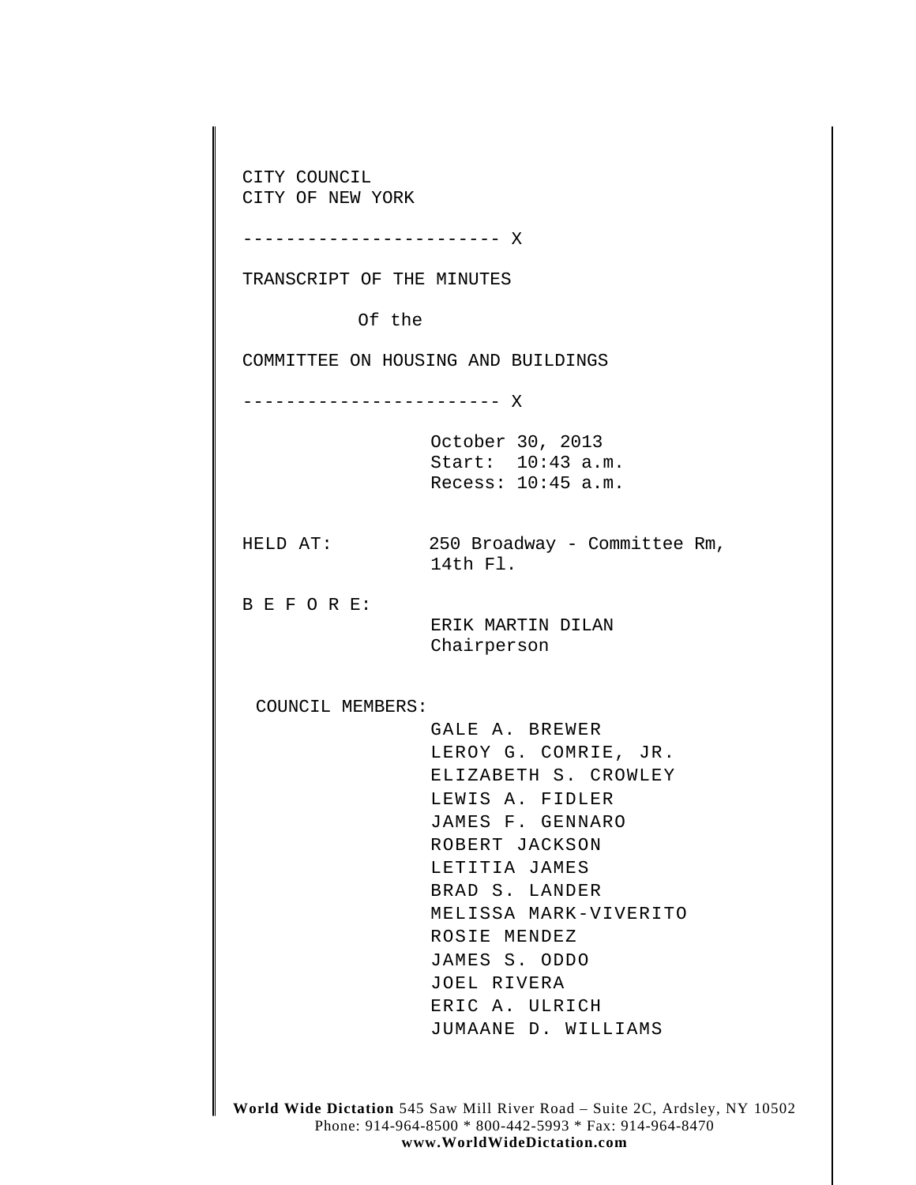CITY COUNCIL
CITY OF NEW YORK

------------------------ X

TRANSCRIPT OF THE MINUTES

Of the

COMMITTEE ON HOUSING AND BUILDINGS

------------------------ X

October 30, 2013
Start: 10:43 a.m.
Recess: 10:45 a.m.

HELD AT: 250 Broadway - Committee Rm, 14th Fl.

B E F O R E:
ERIK MARTIN DILAN
Chairperson

COUNCIL MEMBERS:
GALE A. BREWER
LEROY G. COMRIE, JR.
ELIZABETH S. CROWLEY
LEWIS A. FIDLER
JAMES F. GENNARO
ROBERT JACKSON
LETITIA JAMES
BRAD S. LANDER
MELISSA MARK-VIVERITO
ROSIE MENDEZ
JAMES S. ODDO
JOEL RIVERA
ERIC A. ULRICH
JUMAANE D. WILLIAMS

**World Wide Dictation** 545 Saw Mill River Road – Suite 2C, Ardsley, NY 10502
Phone: 914-964-8500 * 800-442-5993 * Fax: 914-964-8470
**www.WorldWideDictation.com**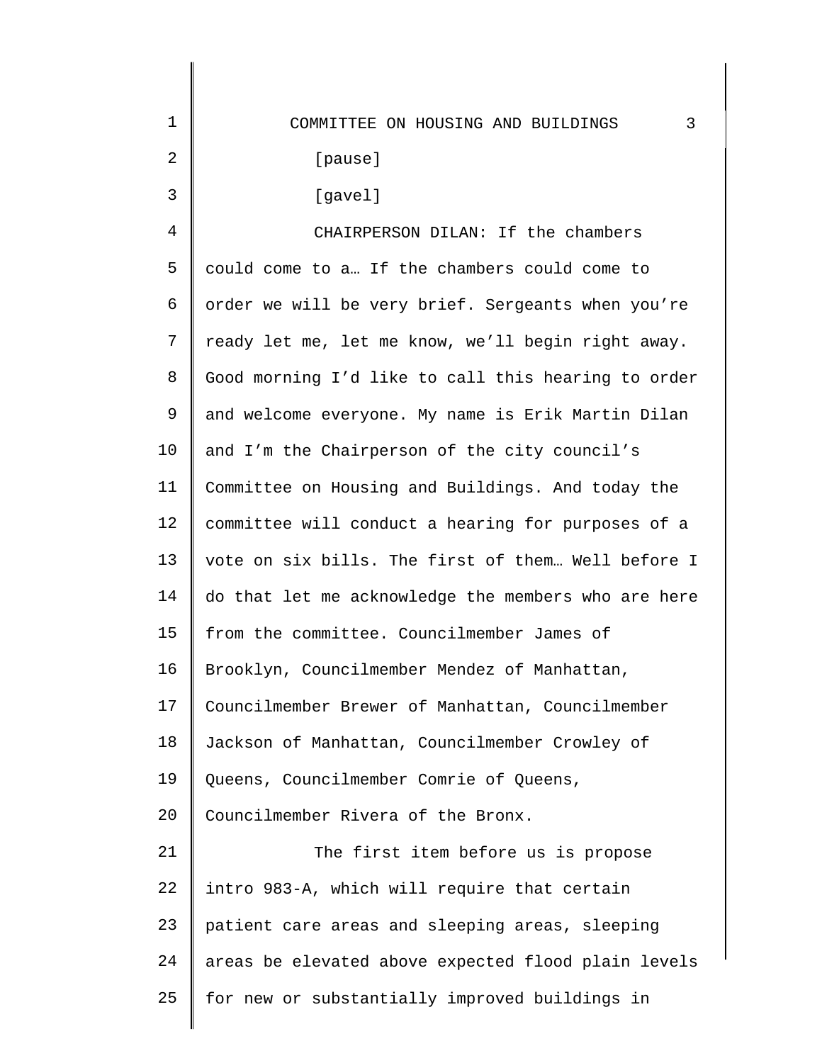[pause]

[gavel]

CHAIRPERSON DILAN: If the chambers could come to a… If the chambers could come to order we will be very brief. Sergeants when you're ready let me, let me know, we'll begin right away. Good morning I'd like to call this hearing to order and welcome everyone. My name is Erik Martin Dilan and I'm the Chairperson of the city council's Committee on Housing and Buildings. And today the committee will conduct a hearing for purposes of a vote on six bills. The first of them… Well before I do that let me acknowledge the members who are here from the committee. Councilmember James of Brooklyn, Councilmember Mendez of Manhattan, Councilmember Brewer of Manhattan, Councilmember Jackson of Manhattan, Councilmember Crowley of Queens, Councilmember Comrie of Queens, Councilmember Rivera of the Bronx.

The first item before us is propose intro 983-A, which will require that certain patient care areas and sleeping areas, sleeping areas be elevated above expected flood plain levels for new or substantially improved buildings in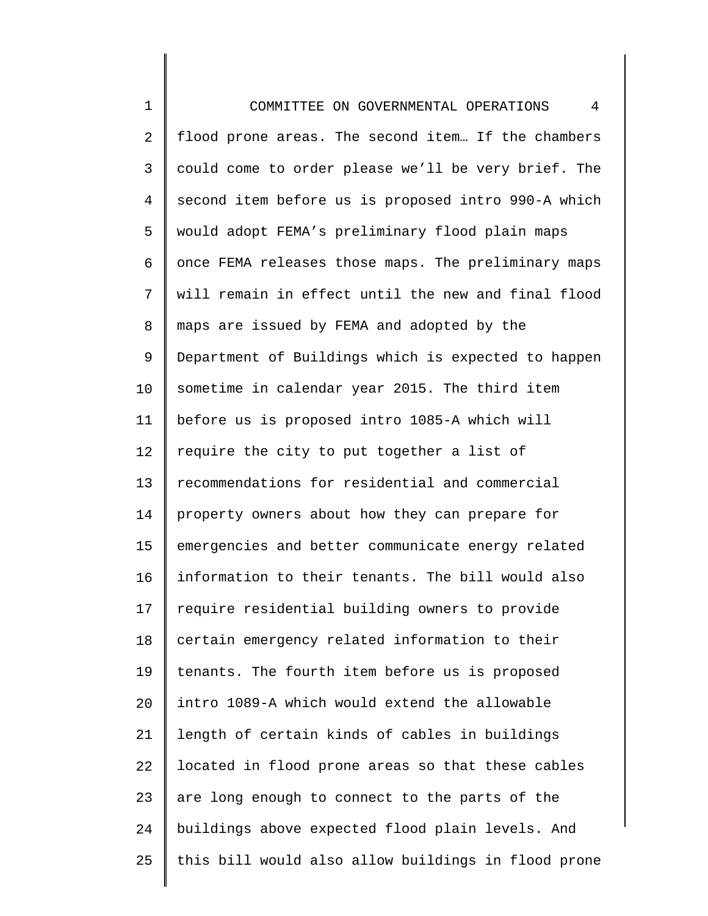flood prone areas. The second item… If the chambers could come to order please we'll be very brief. The second item before us is proposed intro 990-A which would adopt FEMA's preliminary flood plain maps once FEMA releases those maps. The preliminary maps will remain in effect until the new and final flood maps are issued by FEMA and adopted by the Department of Buildings which is expected to happen sometime in calendar year 2015. The third item before us is proposed intro 1085-A which will require the city to put together a list of recommendations for residential and commercial property owners about how they can prepare for emergencies and better communicate energy related information to their tenants. The bill would also require residential building owners to provide certain emergency related information to their tenants. The fourth item before us is proposed intro 1089-A which would extend the allowable length of certain kinds of cables in buildings located in flood prone areas so that these cables are long enough to connect to the parts of the buildings above expected flood plain levels. And this bill would also allow buildings in flood prone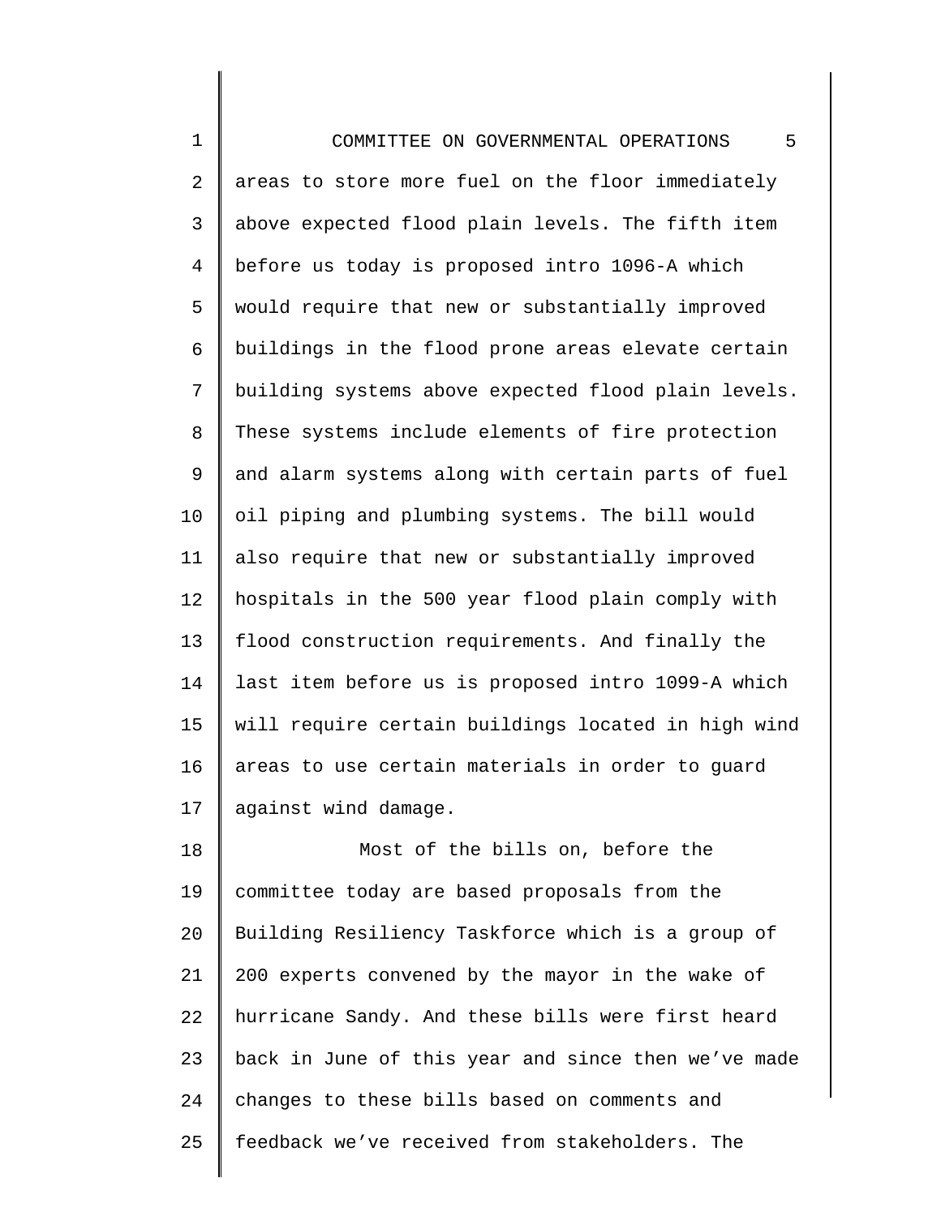areas to store more fuel on the floor immediately above expected flood plain levels. The fifth item before us today is proposed intro 1096-A which would require that new or substantially improved buildings in the flood prone areas elevate certain building systems above expected flood plain levels. These systems include elements of fire protection and alarm systems along with certain parts of fuel oil piping and plumbing systems. The bill would also require that new or substantially improved hospitals in the 500 year flood plain comply with flood construction requirements. And finally the last item before us is proposed intro 1099-A which will require certain buildings located in high wind areas to use certain materials in order to guard against wind damage.

Most of the bills on, before the committee today are based proposals from the Building Resiliency Taskforce which is a group of 200 experts convened by the mayor in the wake of hurricane Sandy. And these bills were first heard back in June of this year and since then we've made changes to these bills based on comments and feedback we've received from stakeholders. The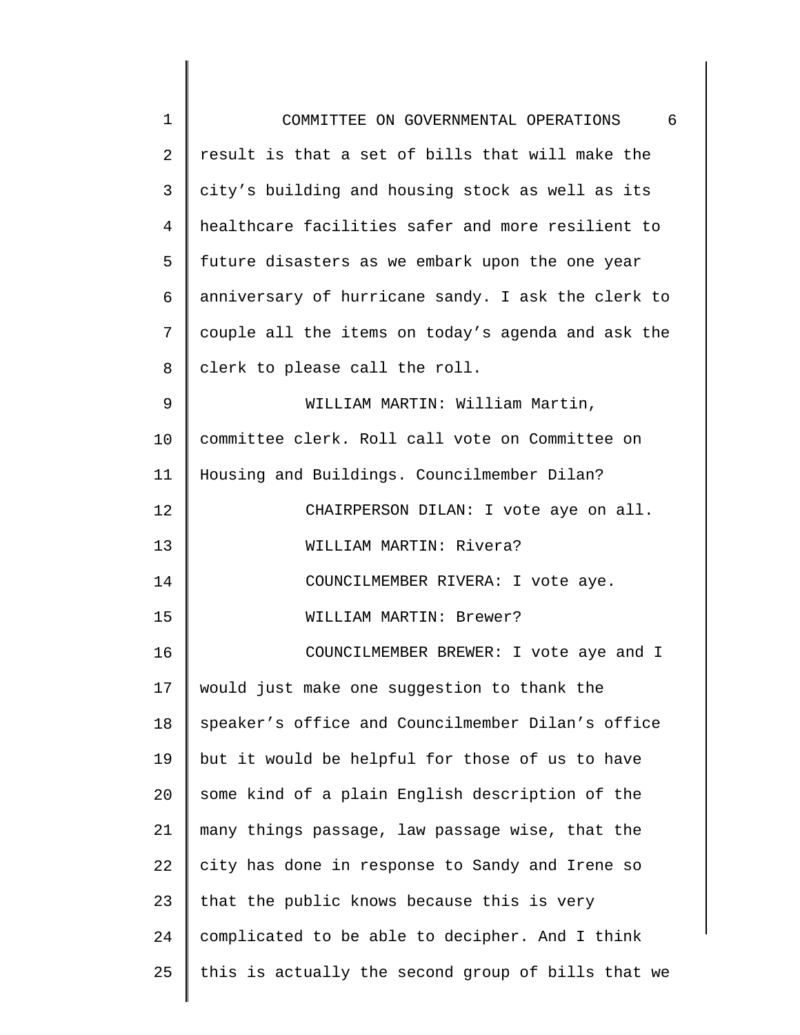result is that a set of bills that will make the city's building and housing stock as well as its healthcare facilities safer and more resilient to future disasters as we embark upon the one year anniversary of hurricane sandy. I ask the clerk to couple all the items on today's agenda and ask the clerk to please call the roll.

WILLIAM MARTIN: William Martin, committee clerk. Roll call vote on Committee on Housing and Buildings. Councilmember Dilan?

CHAIRPERSON DILAN: I vote aye on all.

WILLIAM MARTIN: Rivera?

COUNCILMEMBER RIVERA: I vote aye.

WILLIAM MARTIN: Brewer?

COUNCILMEMBER BREWER: I vote aye and I would just make one suggestion to thank the speaker's office and Councilmember Dilan's office but it would be helpful for those of us to have some kind of a plain English description of the many things passage, law passage wise, that the city has done in response to Sandy and Irene so that the public knows because this is very complicated to be able to decipher. And I think this is actually the second group of bills that we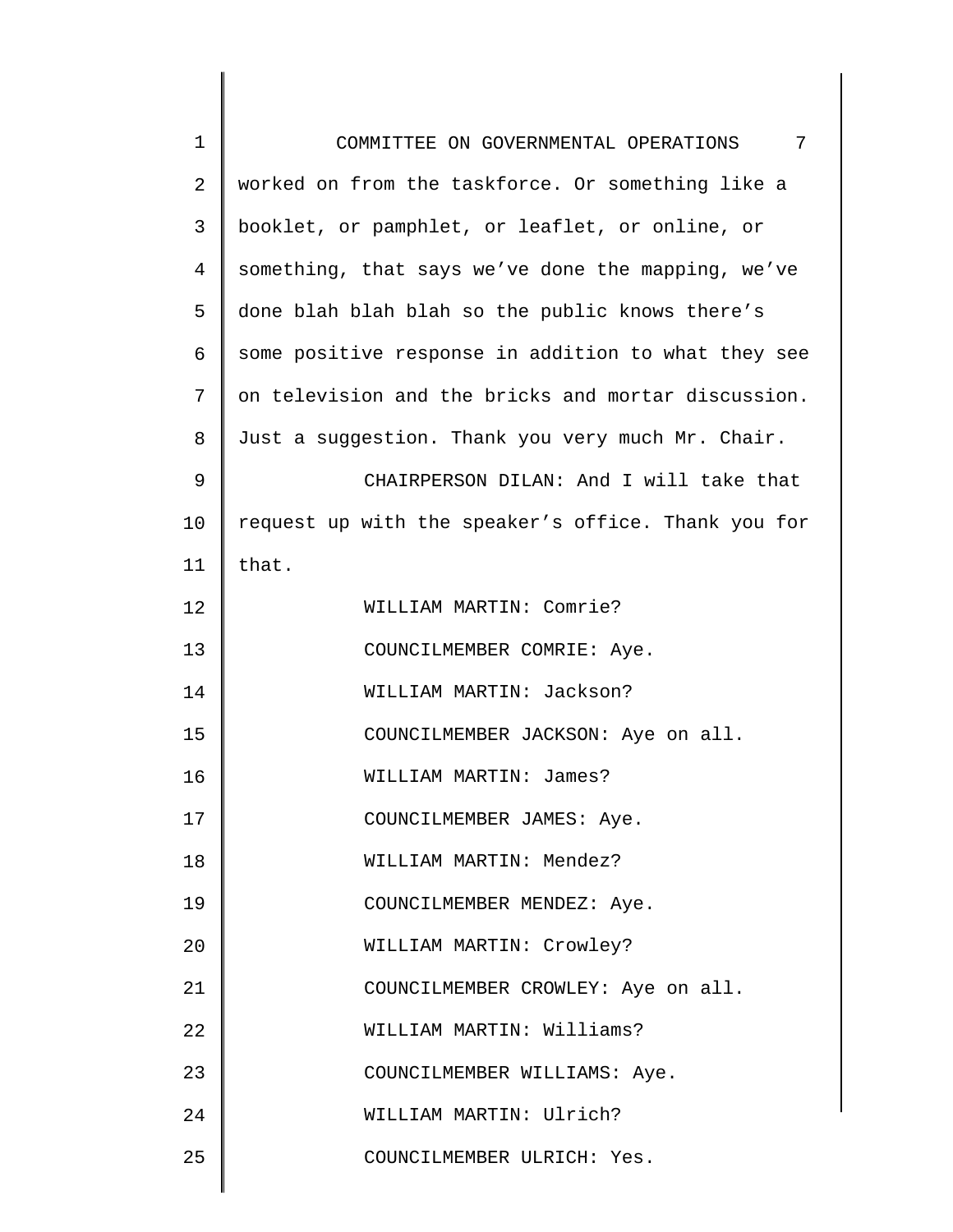worked on from the taskforce. Or something like a booklet, or pamphlet, or leaflet, or online, or something, that says we've done the mapping, we've done blah blah blah so the public knows there's some positive response in addition to what they see on television and the bricks and mortar discussion. Just a suggestion. Thank you very much Mr. Chair.

CHAIRPERSON DILAN: And I will take that request up with the speaker's office. Thank you for that.

WILLIAM MARTIN: Comrie?

COUNCILMEMBER COMRIE: Aye.

WILLIAM MARTIN: Jackson?

COUNCILMEMBER JACKSON: Aye on all.

WILLIAM MARTIN: James?

COUNCILMEMBER JAMES: Aye.

WILLIAM MARTIN: Mendez?

COUNCILMEMBER MENDEZ: Aye.

WILLIAM MARTIN: Crowley?

COUNCILMEMBER CROWLEY: Aye on all.

WILLIAM MARTIN: Williams?

COUNCILMEMBER WILLIAMS: Aye.

WILLIAM MARTIN: Ulrich?

COUNCILMEMBER ULRICH: Yes.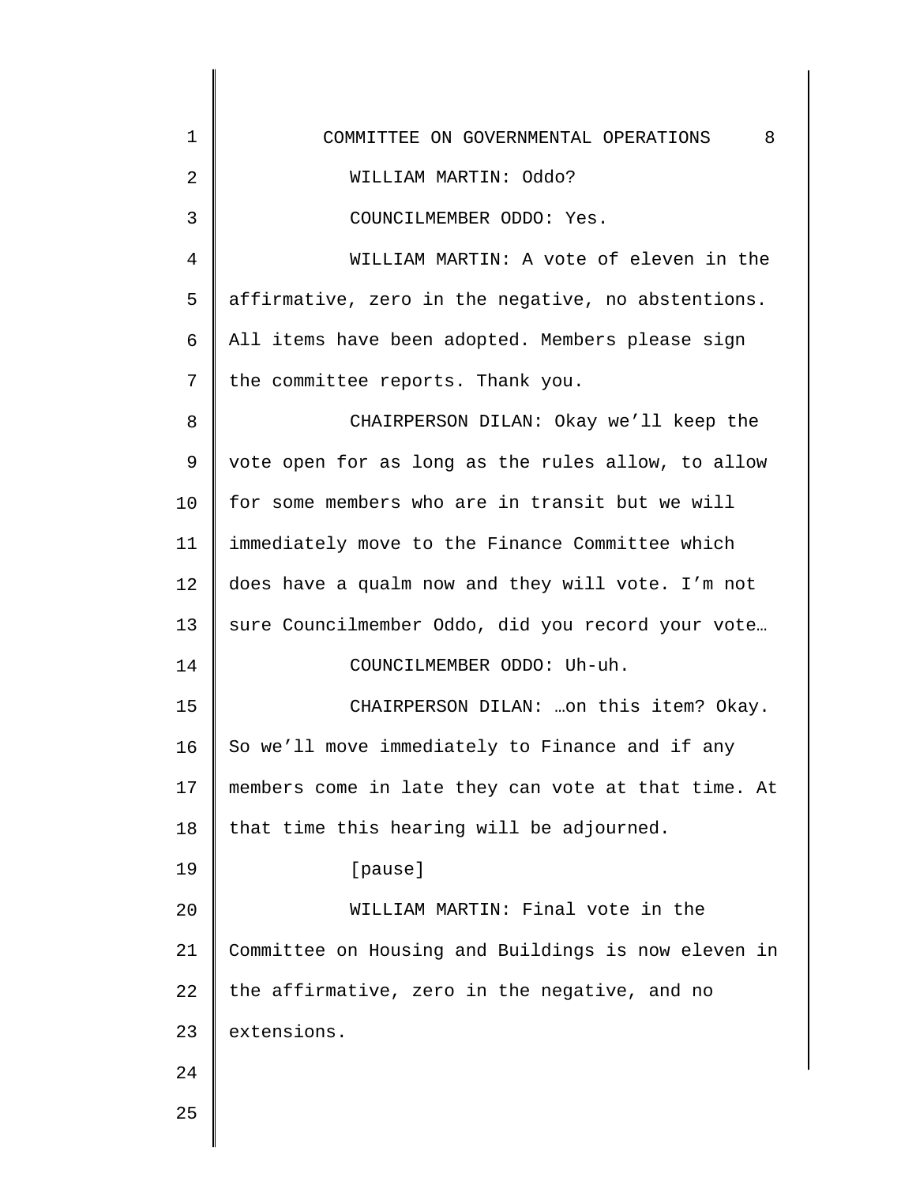WILLIAM MARTIN: Oddo?

COUNCILMEMBER ODDO: Yes.

WILLIAM MARTIN: A vote of eleven in the affirmative, zero in the negative, no abstentions. All items have been adopted. Members please sign the committee reports. Thank you.

CHAIRPERSON DILAN: Okay we'll keep the vote open for as long as the rules allow, to allow for some members who are in transit but we will immediately move to the Finance Committee which does have a qualm now and they will vote. I'm not sure Councilmember Oddo, did you record your vote…

COUNCILMEMBER ODDO: Uh-uh.

CHAIRPERSON DILAN: …on this item? Okay. So we'll move immediately to Finance and if any members come in late they can vote at that time. At that time this hearing will be adjourned.

[pause]

WILLIAM MARTIN: Final vote in the Committee on Housing and Buildings is now eleven in the affirmative, zero in the negative, and no extensions.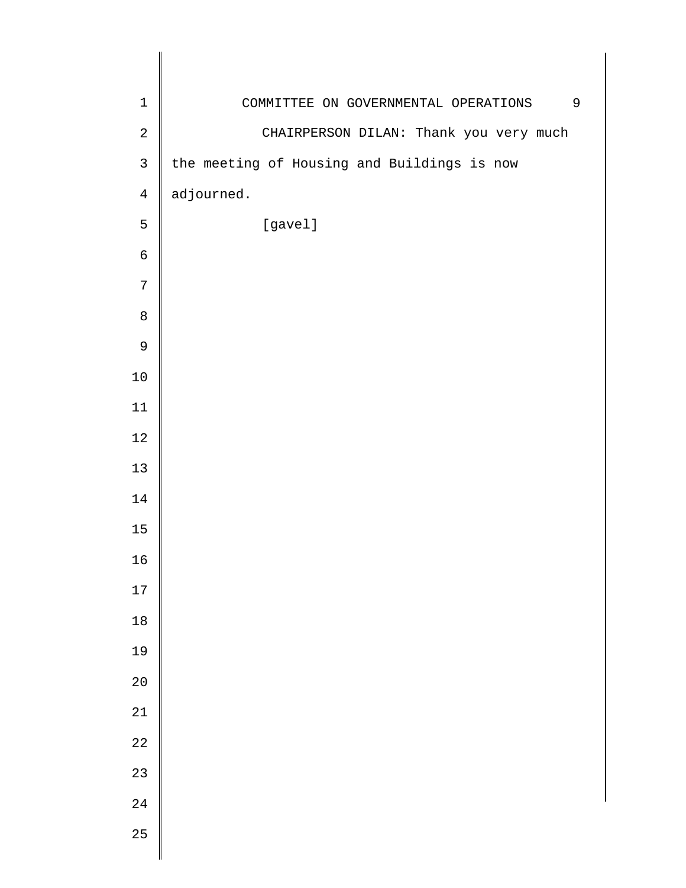CHAIRPERSON DILAN: Thank you very much the meeting of Housing and Buildings is now adjourned.

[gavel]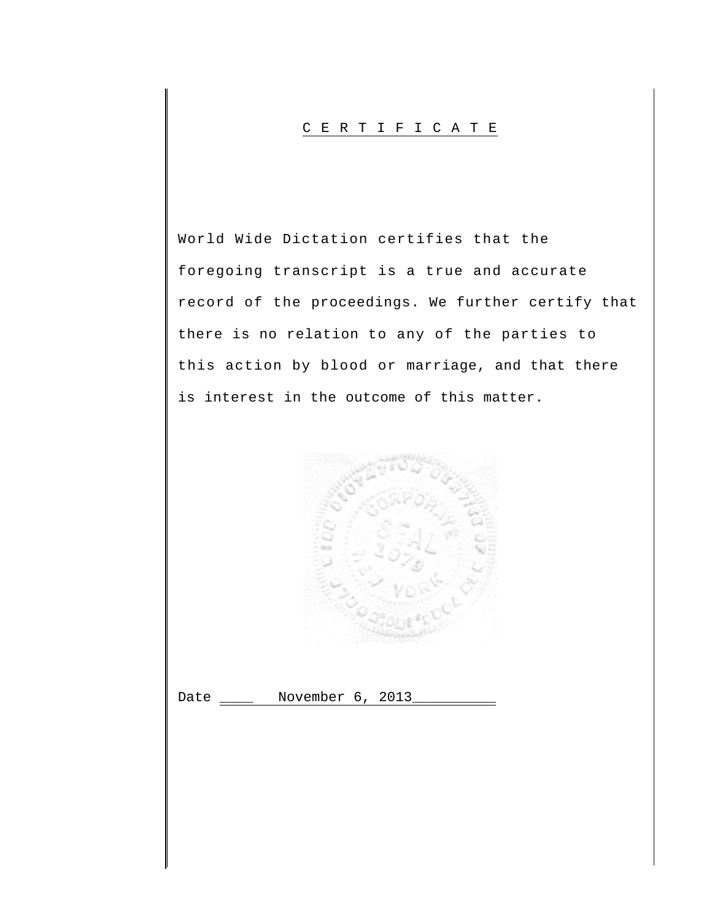# C E R T I F I C A T E

World Wide Dictation certifies that the foregoing transcript is a true and accurate record of the proceedings. We further certify that there is no relation to any of the parties to this action by blood or marriage, and that there is interest in the outcome of this matter.

Date ____ November 6, 2013__________